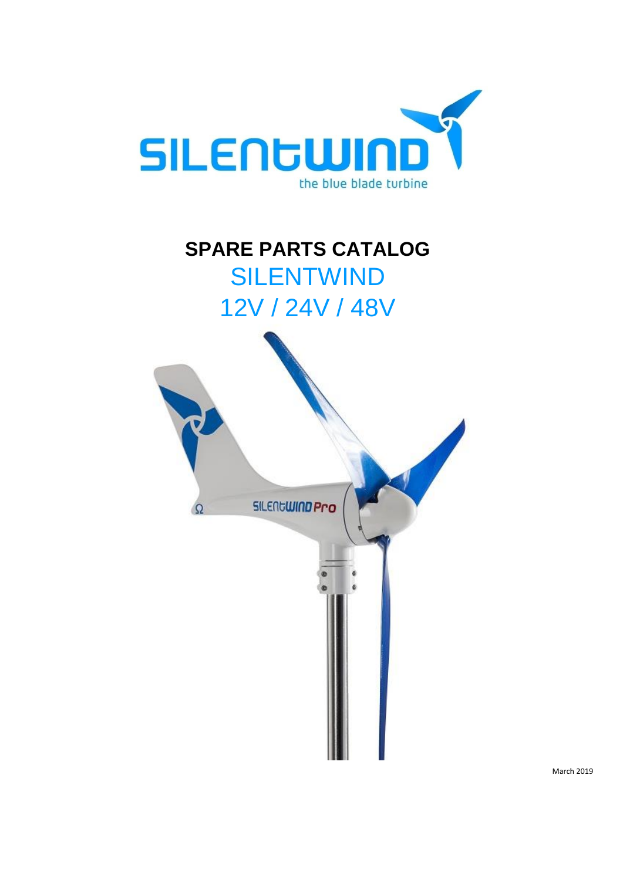# SPARE PARTS CATALOG

## SILENTWIND

## 12V / 24V / 48V

March 2019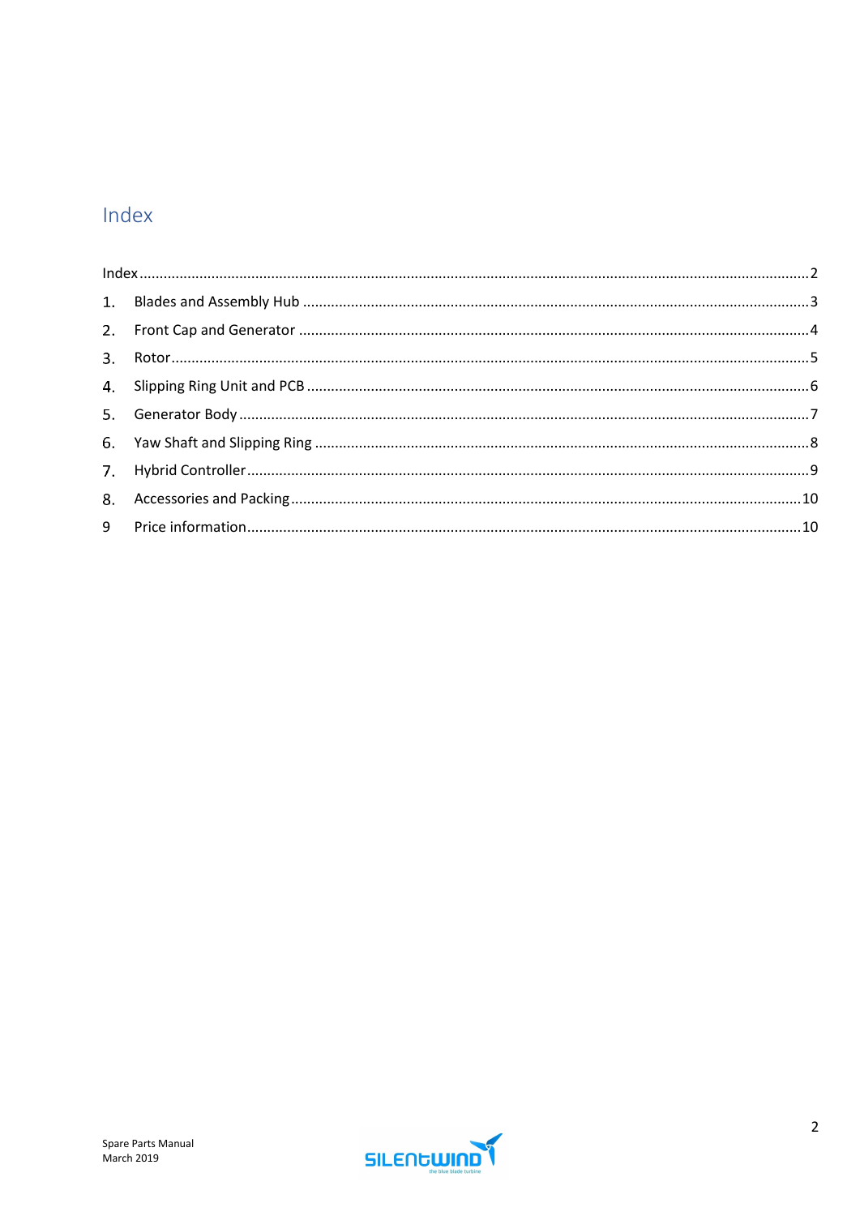# Index

Index .......... 2

1. Blades and Assembly Hub .......... 3
2. Front Cap and Generator .......... 4
3. Rotor .......... 5
4. Slipping Ring Unit and PCB .......... 6
5. Generator Body .......... 7
6. Yaw Shaft and Slipping Ring .......... 8
7. Hybrid Controller .......... 9
8. Accessories and Packing .......... 10

9 Price information .......... 10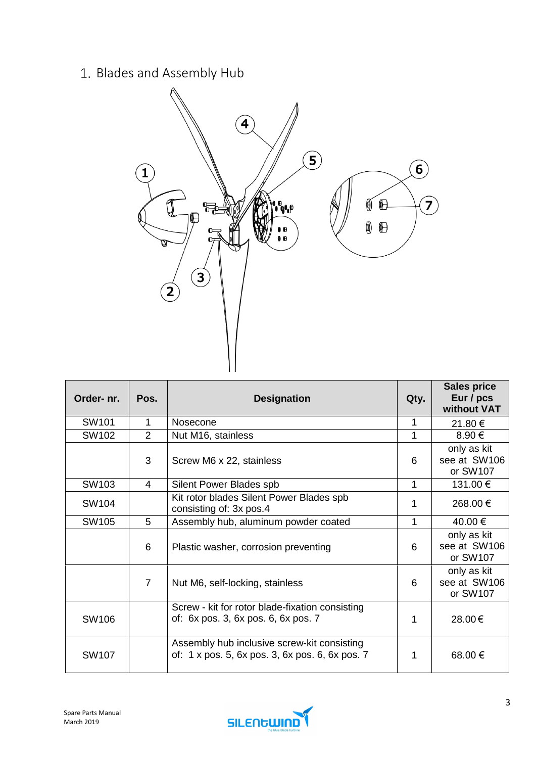## 1. Blades and Assembly Hub

| Order- nr. | Pos. | Designation | Qty. | Sales price Eur / pcs without VAT |
|---|---|---|---|---|
| SW101 | 1 | Nosecone | 1 | 21.80 € |
| SW102 | 2 | Nut M16, stainless | 1 | 8.90 € |
| | 3 | Screw M6 x 22, stainless | 6 | only as kit see at SW106 or SW107 |
| SW103 | 4 | Silent Power Blades spb | 1 | 131.00 € |
| SW104 | | Kit rotor blades Silent Power Blades spb consisting of: 3x pos.4 | 1 | 268.00 € |
| SW105 | 5 | Assembly hub, aluminum powder coated | 1 | 40.00 € |
| | 6 | Plastic washer, corrosion preventing | 6 | only as kit see at SW106 or SW107 |
| | 7 | Nut M6, self-locking, stainless | 6 | only as kit see at SW106 or SW107 |
| SW106 | | Screw - kit for rotor blade-fixation consisting of: 6x pos. 3, 6x pos. 6, 6x pos. 7 | 1 | 28.00€ |
| SW107 | | Assembly hub inclusive screw-kit consisting of: 1 x pos. 5, 6x pos. 3, 6x pos. 6, 6x pos. 7 | 1 | 68.00 € |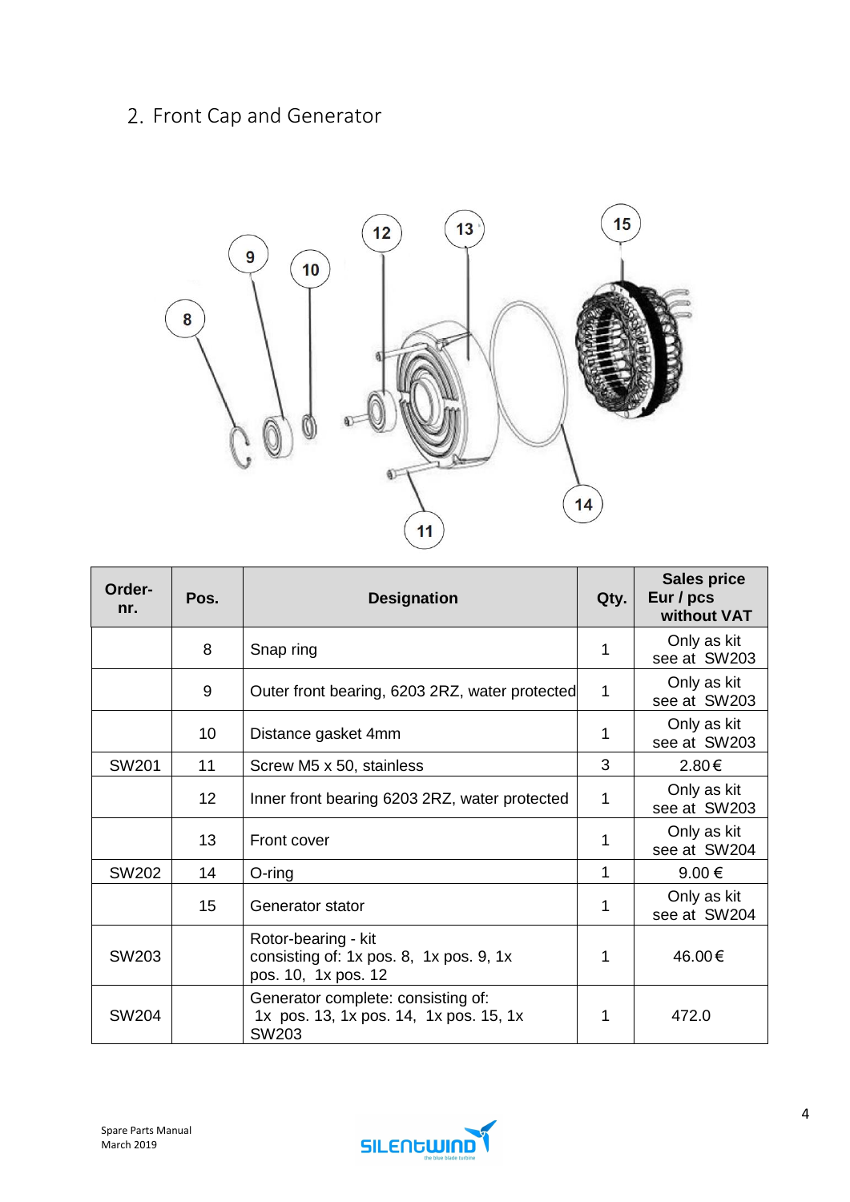## 2. Front Cap and Generator

| Order-nr. | Pos. | Designation | Qty. | Sales price Eur / pcs without VAT |
|---|---|---|---|---|
| | 8 | Snap ring | 1 | Only as kit see at SW203 |
| | 9 | Outer front bearing, 6203 2RZ, water protected | 1 | Only as kit see at SW203 |
| | 10 | Distance gasket 4mm | 1 | Only as kit see at SW203 |
| SW201 | 11 | Screw M5 x 50, stainless | 3 | 2.80€ |
| | 12 | Inner front bearing 6203 2RZ, water protected | 1 | Only as kit see at SW203 |
| | 13 | Front cover | 1 | Only as kit see at SW204 |
| SW202 | 14 | O-ring | 1 | 9.00 € |
| | 15 | Generator stator | 1 | Only as kit see at SW204 |
| SW203 | | Rotor-bearing - kit consisting of: 1x pos. 8, 1x pos. 9, 1x pos. 10, 1x pos. 12 | 1 | 46.00€ |
| SW204 | | Generator complete: consisting of: 1x pos. 13, 1x pos. 14, 1x pos. 15, 1x SW203 | 1 | 472.0 |

Spare Parts Manual
March 2019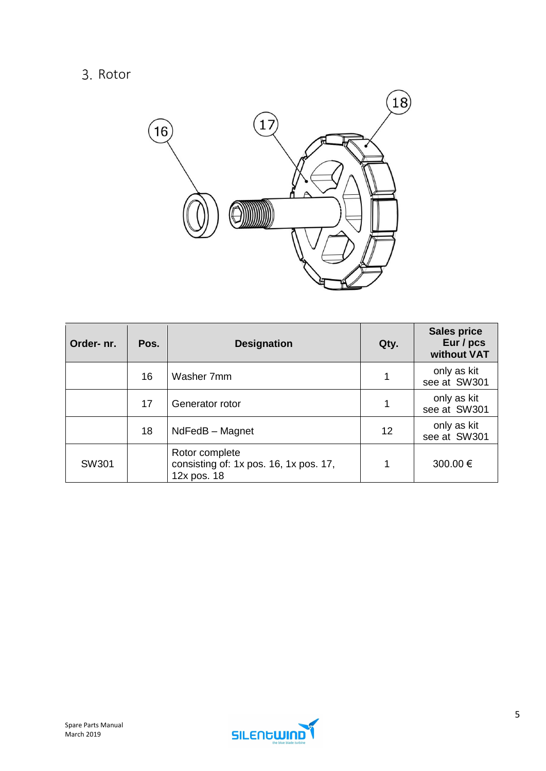## 3. Rotor

| Order- nr. | Pos. | Designation | Qty. | Sales price Eur / pcs without VAT |
| --- | --- | --- | --- | --- |
| | 16 | Washer 7mm | 1 | only as kit see at SW301 |
| | 17 | Generator rotor | 1 | only as kit see at SW301 |
| | 18 | NdFedB – Magnet | 12 | only as kit see at SW301 |
| SW301 | | Rotor complete consisting of: 1x pos. 16, 1x pos. 17, 12x pos. 18 | 1 | 300.00 € |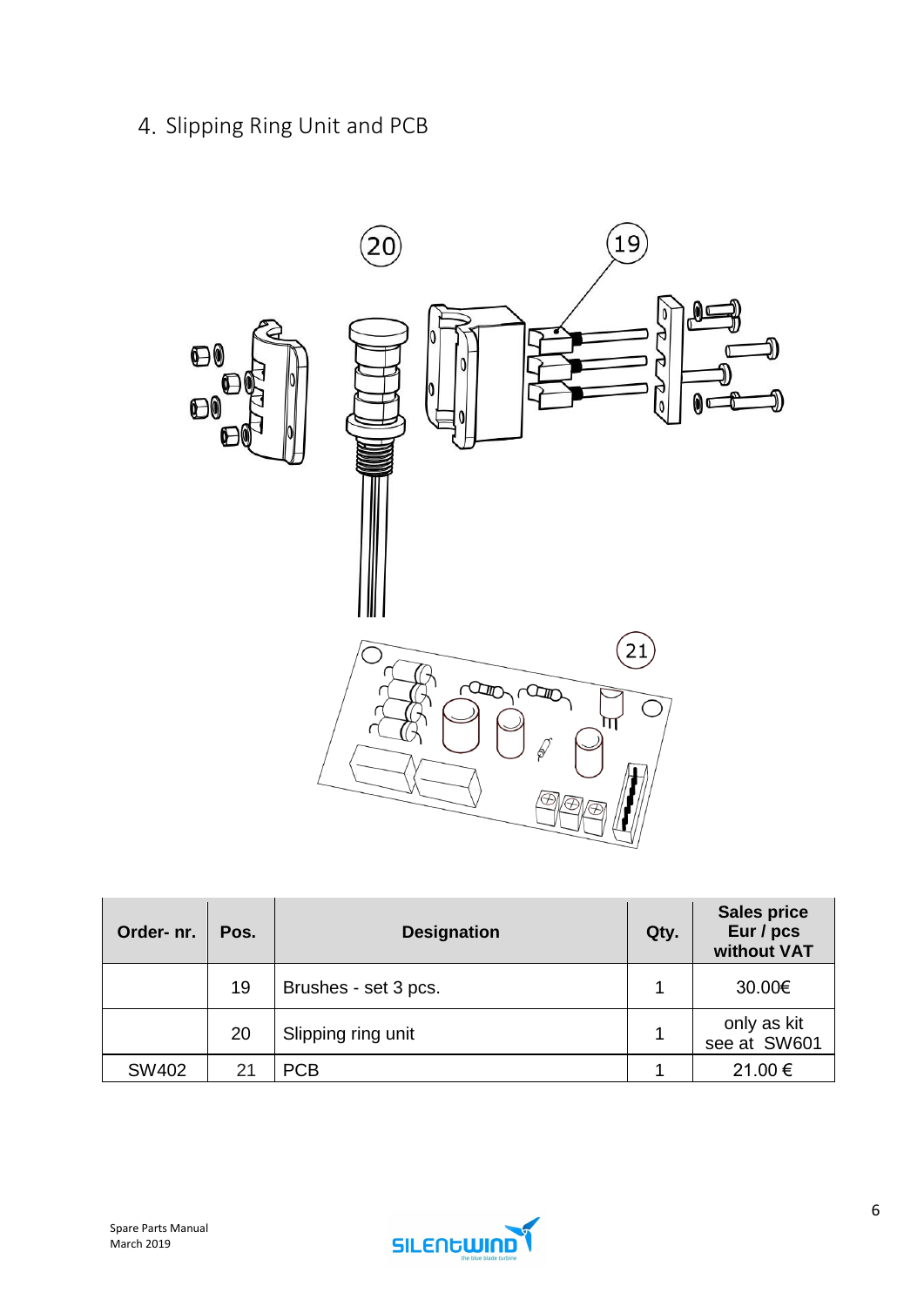## 4. Slipping Ring Unit and PCB

| Order- nr. | Pos. | Designation | Qty. | Sales price Eur / pcs without VAT |
|---|---|---|---|---|
| | 19 | Brushes - set 3 pcs. | 1 | 30.00€ |
| | 20 | Slipping ring unit | 1 | only as kit see at SW601 |
| SW402 | 21 | PCB | 1 | 21.00 € |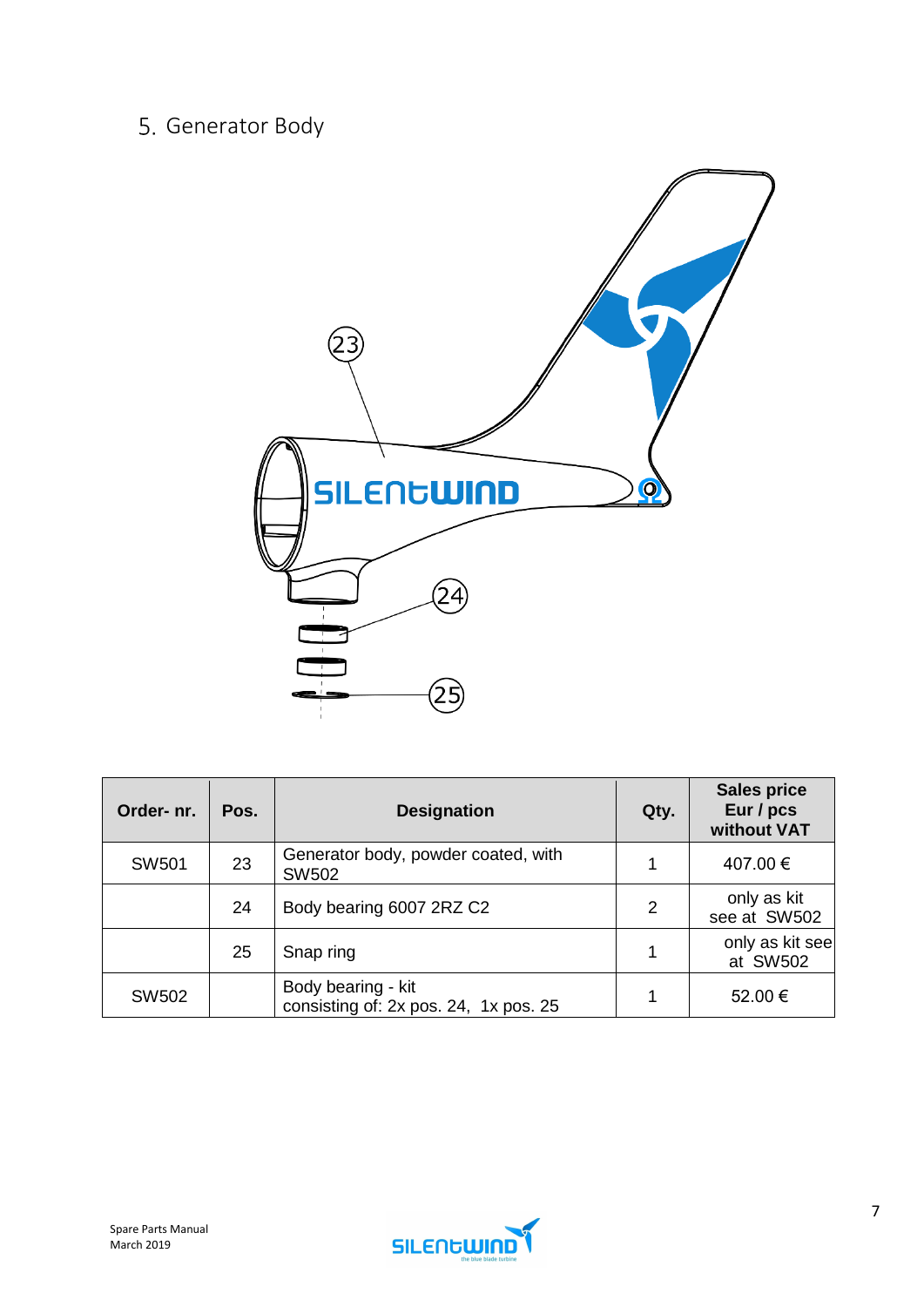## 5. Generator Body

| Order- nr. | Pos. | Designation | Qty. | Sales price Eur / pcs without VAT |
|---|---|---|---|---|
| SW501 | 23 | Generator body, powder coated, with SW502 | 1 | 407.00 € |
| | 24 | Body bearing 6007 2RZ C2 | 2 | only as kit see at SW502 |
| | 25 | Snap ring | 1 | only as kit see at SW502 |
| SW502 | | Body bearing - kit consisting of: 2x pos. 24, 1x pos. 25 | 1 | 52.00 € |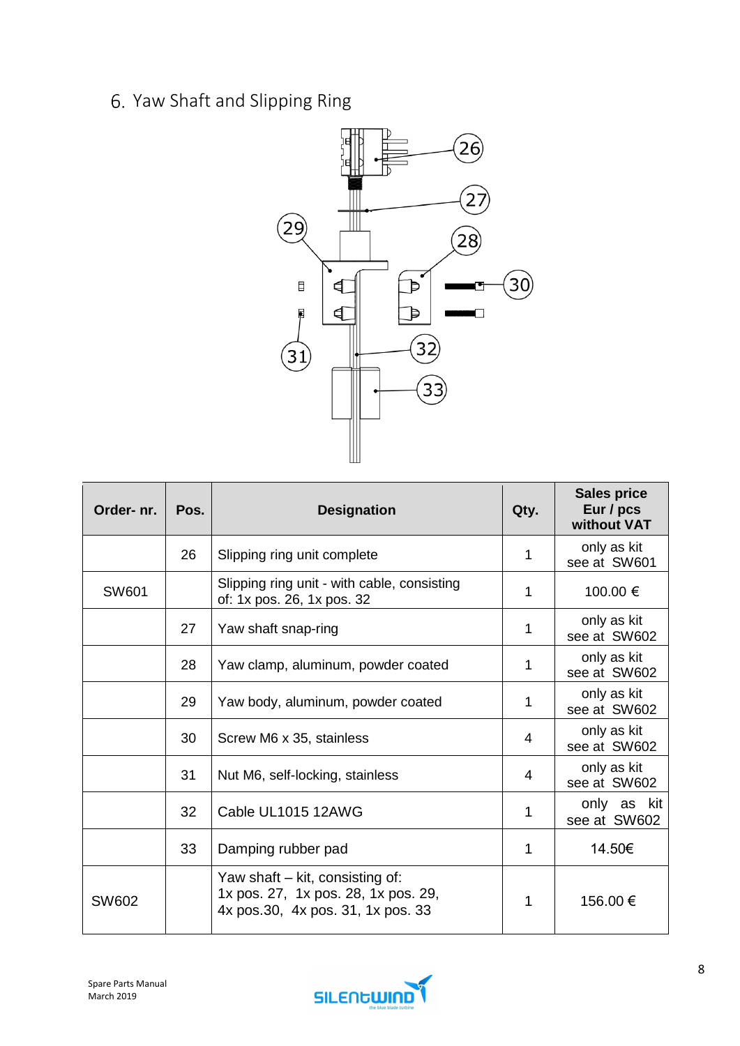## 6. Yaw Shaft and Slipping Ring

| Order- nr. | Pos. | Designation | Qty. | Sales price Eur / pcs without VAT |
|---|---|---|---|---|
| | 26 | Slipping ring unit complete | 1 | only as kit see at SW601 |
| SW601 | | Slipping ring unit - with cable, consisting of: 1x pos. 26, 1x pos. 32 | 1 | 100.00 € |
| | 27 | Yaw shaft snap-ring | 1 | only as kit see at SW602 |
| | 28 | Yaw clamp, aluminum, powder coated | 1 | only as kit see at SW602 |
| | 29 | Yaw body, aluminum, powder coated | 1 | only as kit see at SW602 |
| | 30 | Screw M6 x 35, stainless | 4 | only as kit see at SW602 |
| | 31 | Nut M6, self-locking, stainless | 4 | only as kit see at SW602 |
| | 32 | Cable UL1015 12AWG | 1 | only as kit see at SW602 |
| | 33 | Damping rubber pad | 1 | 14.50€ |
| SW602 | | Yaw shaft – kit, consisting of: 1x pos. 27, 1x pos. 28, 1x pos. 29, 4x pos.30, 4x pos. 31, 1x pos. 33 | 1 | 156.00 € |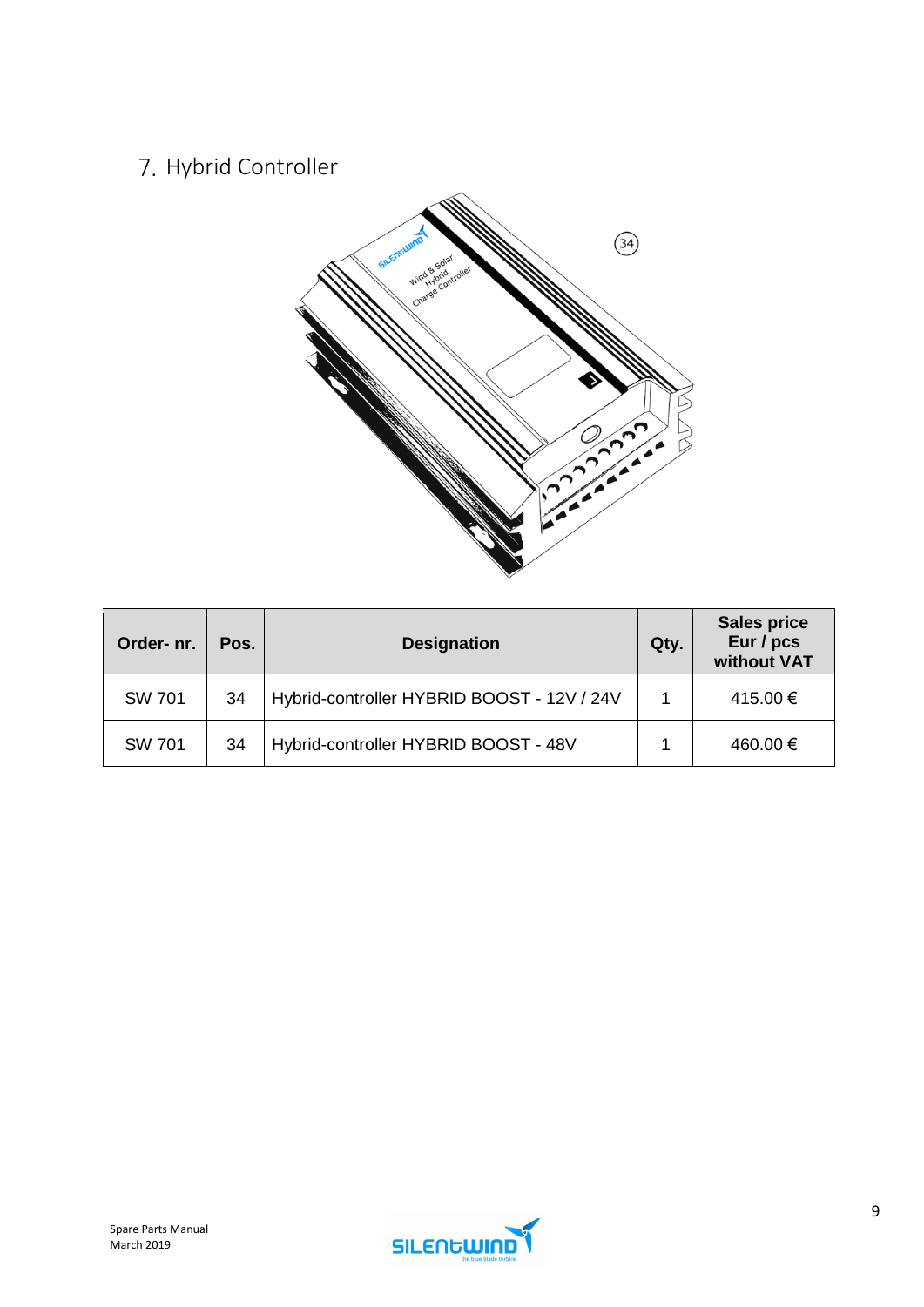## 7. Hybrid Controller

| Order- nr. | Pos. | Designation | Qty. | Sales price Eur / pcs without VAT |
|---|---|---|---|---|
| SW 701 | 34 | Hybrid-controller HYBRID BOOST - 12V / 24V | 1 | 415.00 € |
| SW 701 | 34 | Hybrid-controller HYBRID BOOST - 48V | 1 | 460.00 € |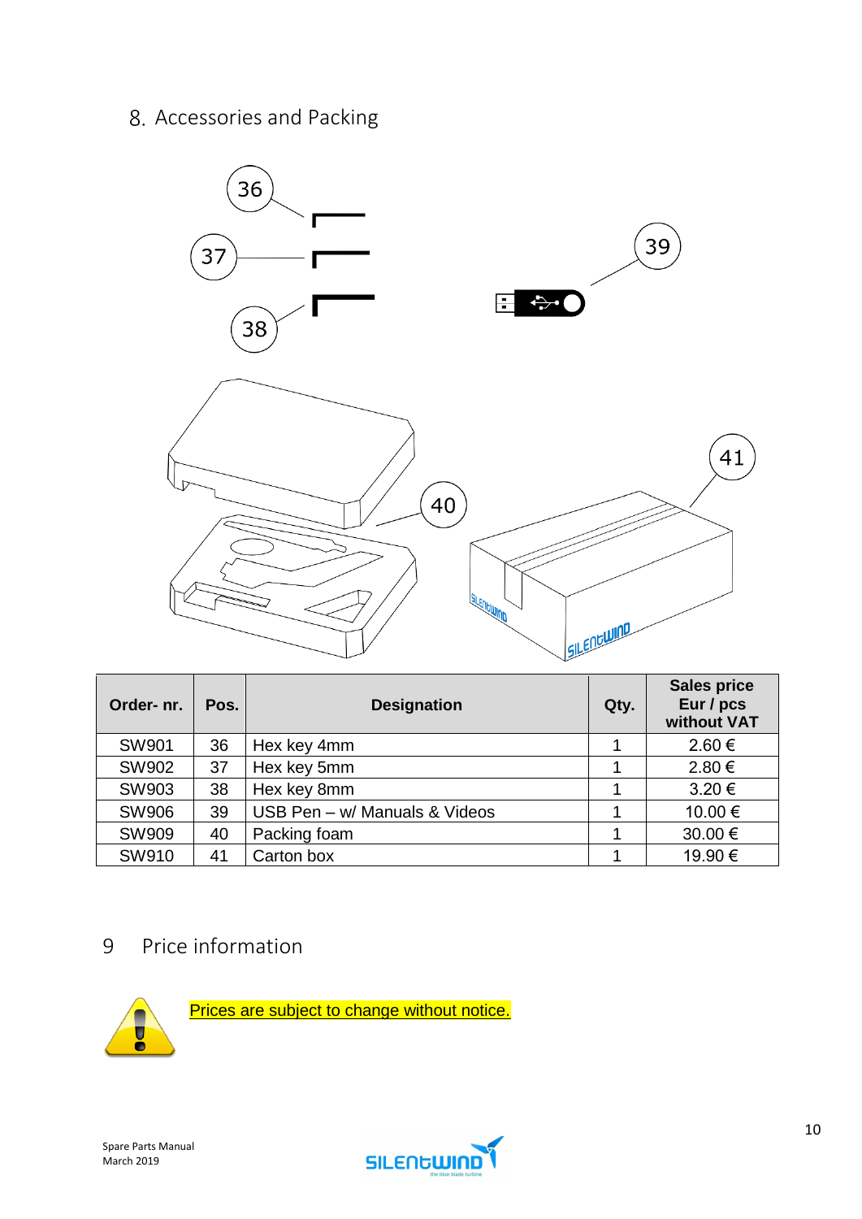## 8. Accessories and Packing

| Order- nr. | Pos. | Designation | Qty. | Sales price Eur / pcs without VAT |
|---|---|---|---|---|
| SW901 | 36 | Hex key 4mm | 1 | 2.60 € |
| SW902 | 37 | Hex key 5mm | 1 | 2.80 € |
| SW903 | 38 | Hex key 8mm | 1 | 3.20 € |
| SW906 | 39 | USB Pen – w/ Manuals & Videos | 1 | 10.00 € |
| SW909 | 40 | Packing foam | 1 | 30.00 € |
| SW910 | 41 | Carton box | 1 | 19.90 € |

## 9 Price information

Prices are subject to change without notice.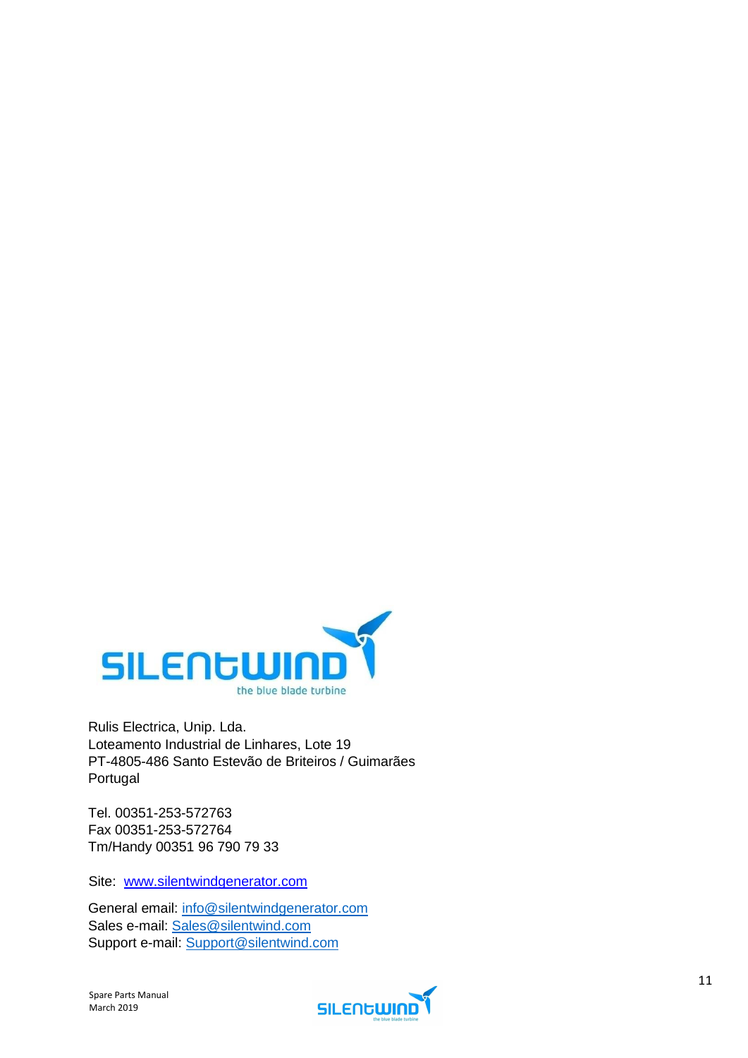SILENTWIND
the blue blade turbine

Rulis Electrica, Unip. Lda.
Loteamento Industrial de Linhares, Lote 19
PT-4805-486 Santo Estevão de Briteiros / Guimarães
Portugal

Tel. 00351-253-572763
Fax 00351-253-572764
Tm/Handy 00351 96 790 79 33

Site: www.silentwindgenerator.com

General email: info@silentwindgenerator.com
Sales e-mail: Sales@silentwind.com
Support e-mail: Support@silentwind.com